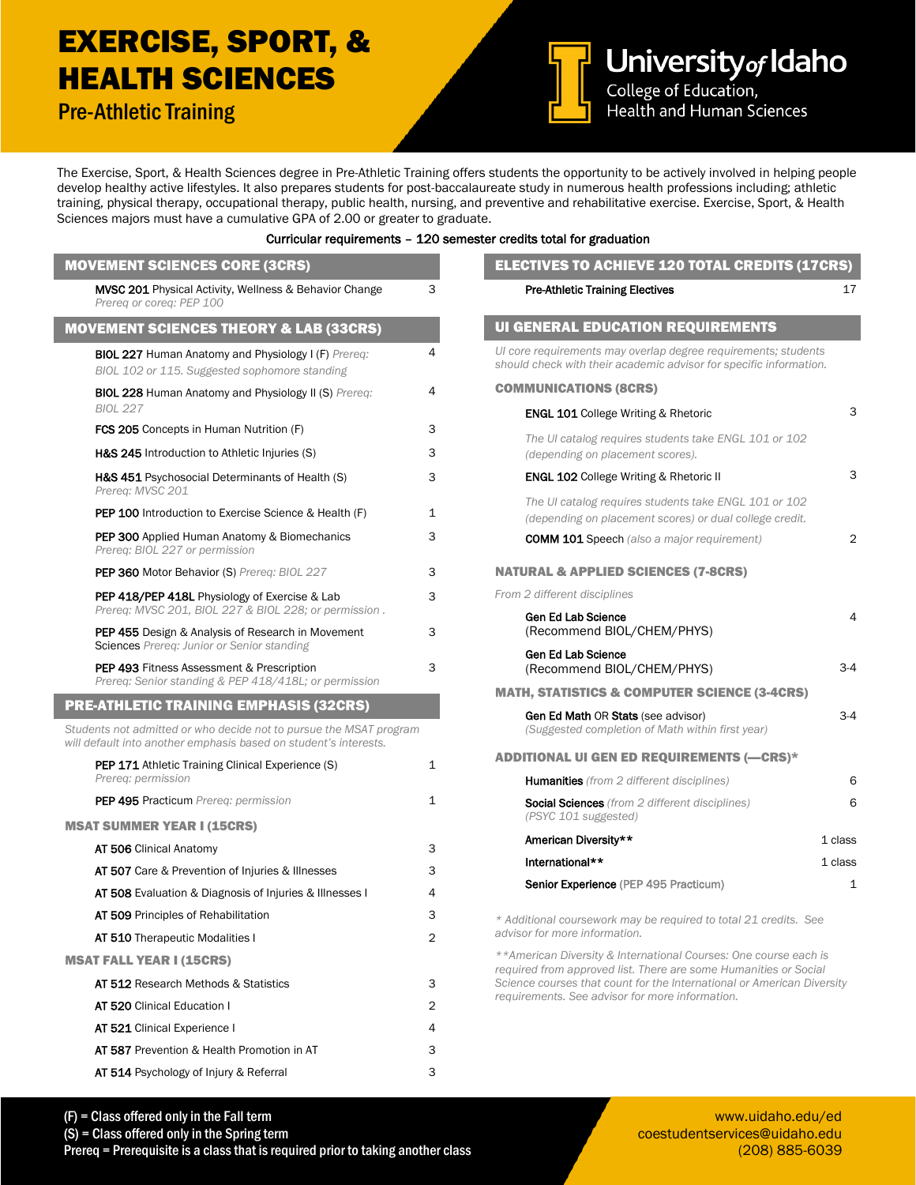# EXERCISE, SPORT, & HEALTH SCIENCES

## Pre-Athletic Training

University of Idaho
College of Education, Health and Human Sciences

The Exercise, Sport, & Health Sciences degree in Pre-Athletic Training offers students the opportunity to be actively involved in helping people develop healthy active lifestyles. It also prepares students for post-baccalaureate study in numerous health professions including; athletic training, physical therapy, occupational therapy, public health, nursing, and preventive and rehabilitative exercise. Exercise, Sport, & Health Sciences majors must have a cumulative GPA of 2.00 or greater to graduate.

**Curricular requirements – 120 semester credits total for graduation**

### MOVEMENT SCIENCES CORE (3CRS)

| Course | Credits |
|---|---|
| **MVSC 201** Physical Activity, Wellness & Behavior Change *Prereq or coreq: PEP 100* | 3 |

### MOVEMENT SCIENCES THEORY & LAB (33CRS)

| Course | Credits |
|---|---|
| **BIOL 227** Human Anatomy and Physiology I (F) *Prereq: BIOL 102 or 115. Suggested sophomore standing* | 4 |
| **BIOL 228** Human Anatomy and Physiology II (S) *Prereq: BIOL 227* | 4 |
| **FCS 205** Concepts in Human Nutrition (F) | 3 |
| **H&S 245** Introduction to Athletic Injuries (S) | 3 |
| **H&S 451** Psychosocial Determinants of Health (S) *Prereq: MVSC 201* | 3 |
| **PEP 100** Introduction to Exercise Science & Health (F) | 1 |
| **PEP 300** Applied Human Anatomy & Biomechanics *Prereq: BIOL 227 or permission* | 3 |
| **PEP 360** Motor Behavior (S) *Prereq: BIOL 227* | 3 |
| **PEP 418/PEP 418L** Physiology of Exercise & Lab *Prereq: MVSC 201, BIOL 227 & BIOL 228; or permission .* | 3 |
| **PEP 455** Design & Analysis of Research in Movement Sciences *Prereq: Junior or Senior standing* | 3 |
| **PEP 493** Fitness Assessment & Prescription *Prereq: Senior standing & PEP 418/418L; or permission* | 3 |

### PRE-ATHLETIC TRAINING EMPHASIS (32CRS)

*Students not admitted or who decide not to pursue the MSAT program will default into another emphasis based on student's interests.*

| Course | Credits |
|---|---|
| **PEP 171** Athletic Training Clinical Experience (S) *Prereq: permission* | 1 |
| **PEP 495** Practicum *Prereq: permission* | 1 |

#### MSAT SUMMER YEAR I (15CRS)

| Course | Credits |
|---|---|
| **AT 506** Clinical Anatomy | 3 |
| **AT 507** Care & Prevention of Injuries & Illnesses | 3 |
| **AT 508** Evaluation & Diagnosis of Injuries & Illnesses I | 4 |
| **AT 509** Principles of Rehabilitation | 3 |
| **AT 510** Therapeutic Modalities I | 2 |

#### MSAT FALL YEAR I (15CRS)

| Course | Credits |
|---|---|
| **AT 512** Research Methods & Statistics | 3 |
| **AT 520** Clinical Education I | 2 |
| **AT 521** Clinical Experience I | 4 |
| **AT 587** Prevention & Health Promotion in AT | 3 |
| **AT 514** Psychology of Injury & Referral | 3 |

### ELECTIVES TO ACHIEVE 120 TOTAL CREDITS (17CRS)

| Course | Credits |
|---|---|
| **Pre-Athletic Training Electives** | 17 |

### UI GENERAL EDUCATION REQUIREMENTS

*UI core requirements may overlap degree requirements; students should check with their academic advisor for specific information.*

#### COMMUNICATIONS (8CRS)

| Course | Credits |
|---|---|
| **ENGL 101** College Writing & Rhetoric *The UI catalog requires students take ENGL 101 or 102 (depending on placement scores).* | 3 |
| **ENGL 102** College Writing & Rhetoric II *The UI catalog requires students take ENGL 101 or 102 (depending on placement scores) or dual college credit.* | 3 |
| **COMM 101** Speech *(also a major requirement)* | 2 |

#### NATURAL & APPLIED SCIENCES (7-8CRS)

*From 2 different disciplines*

| Course | Credits |
|---|---|
| **Gen Ed Lab Science** (Recommend BIOL/CHEM/PHYS) | 4 |
| **Gen Ed Lab Science** (Recommend BIOL/CHEM/PHYS) | 3-4 |

#### MATH, STATISTICS & COMPUTER SCIENCE (3-4CRS)

| Course | Credits |
|---|---|
| **Gen Ed Math** OR **Stats** (see advisor) *(Suggested completion of Math within first year)* | 3-4 |

#### ADDITIONAL UI GEN ED REQUIREMENTS (—CRS)*

| Course | Credits |
|---|---|
| **Humanities** *(from 2 different disciplines)* | 6 |
| **Social Sciences** *(from 2 different disciplines) (PSYC 101 suggested)* | 6 |
| **American Diversity**** | 1 class |
| **International**** | 1 class |
| **Senior Experience** (PEP 495 Practicum) | 1 |

*\* Additional coursework may be required to total 21 credits. See advisor for more information.*

*\*\*American Diversity & International Courses: One course each is required from approved list. There are some Humanities or Social Science courses that count for the International or American Diversity requirements. See advisor for more information.*

(F) = Class offered only in the Fall term
(S) = Class offered only in the Spring term
Prereq = Prerequisite is a class that is required prior to taking another class

www.uidaho.edu/ed
coestudentservices@uidaho.edu
(208) 885-6039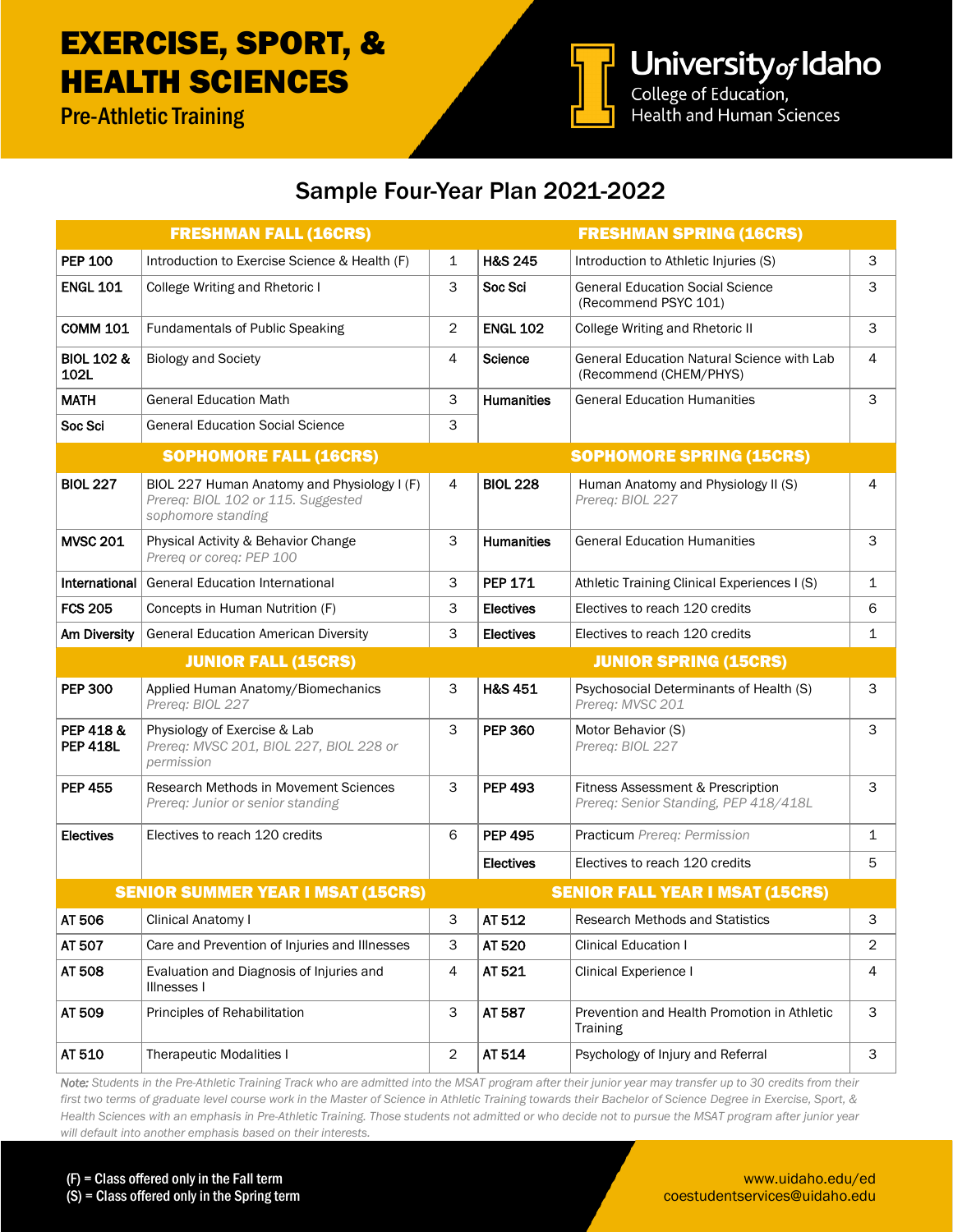# EXERCISE, SPORT, & HEALTH SCIENCES

## Pre-Athletic Training

University of Idaho
College of Education, Health and Human Sciences

## Sample Four-Year Plan 2021-2022

| FRESHMAN FALL (16CRS) | | | FRESHMAN SPRING (16CRS) | | |
|---|---|---|---|---|---|
| **PEP 100** | Introduction to Exercise Science & Health (F) | 1 | **H&S 245** | Introduction to Athletic Injuries (S) | 3 |
| **ENGL 101** | College Writing and Rhetoric I | 3 | **Soc Sci** | General Education Social Science (Recommend PSYC 101) | 3 |
| **COMM 101** | Fundamentals of Public Speaking | 2 | **ENGL 102** | College Writing and Rhetoric II | 3 |
| **BIOL 102 & 102L** | Biology and Society | 4 | **Science** | General Education Natural Science with Lab (Recommend (CHEM/PHYS) | 4 |
| **MATH** | General Education Math | 3 | **Humanities** | General Education Humanities | 3 |
| **Soc Sci** | General Education Social Science | 3 | | | |
| **SOPHOMORE FALL (16CRS)** | | | **SOPHOMORE SPRING (15CRS)** | | |
| **BIOL 227** | BIOL 227 Human Anatomy and Physiology I (F) *Prereq: BIOL 102 or 115. Suggested sophomore standing* | 4 | **BIOL 228** | Human Anatomy and Physiology II (S) *Prereq: BIOL 227* | 4 |
| **MVSC 201** | Physical Activity & Behavior Change *Prereq or coreq: PEP 100* | 3 | **Humanities** | General Education Humanities | 3 |
| **International** | General Education International | 3 | **PEP 171** | Athletic Training Clinical Experiences I (S) | 1 |
| **FCS 205** | Concepts in Human Nutrition (F) | 3 | **Electives** | Electives to reach 120 credits | 6 |
| **Am Diversity** | General Education American Diversity | 3 | **Electives** | Electives to reach 120 credits | 1 |
| **JUNIOR FALL (15CRS)** | | | **JUNIOR SPRING (15CRS)** | | |
| **PEP 300** | Applied Human Anatomy/Biomechanics *Prereq: BIOL 227* | 3 | **H&S 451** | Psychosocial Determinants of Health (S) *Prereq: MVSC 201* | 3 |
| **PEP 418 & PEP 418L** | Physiology of Exercise & Lab *Prereq: MVSC 201, BIOL 227, BIOL 228 or permission* | 3 | **PEP 360** | Motor Behavior (S) *Prereq: BIOL 227* | 3 |
| **PEP 455** | Research Methods in Movement Sciences *Prereq: Junior or senior standing* | 3 | **PEP 493** | Fitness Assessment & Prescription *Prereq: Senior Standing, PEP 418/418L* | 3 |
| **Electives** | Electives to reach 120 credits | 6 | **PEP 495** | Practicum *Prereq: Permission* | 1 |
| | | | **Electives** | Electives to reach 120 credits | 5 |
| **SENIOR SUMMER YEAR I MSAT (15CRS)** | | | **SENIOR FALL YEAR I MSAT (15CRS)** | | |
| **AT 506** | Clinical Anatomy I | 3 | **AT 512** | Research Methods and Statistics | 3 |
| **AT 507** | Care and Prevention of Injuries and Illnesses | 3 | **AT 520** | Clinical Education I | 2 |
| **AT 508** | Evaluation and Diagnosis of Injuries and Illnesses I | 4 | **AT 521** | Clinical Experience I | 4 |
| **AT 509** | Principles of Rehabilitation | 3 | **AT 587** | Prevention and Health Promotion in Athletic Training | 3 |
| **AT 510** | Therapeutic Modalities I | 2 | **AT 514** | Psychology of Injury and Referral | 3 |

*Note: Students in the Pre-Athletic Training Track who are admitted into the MSAT program after their junior year may transfer up to 30 credits from their first two terms of graduate level course work in the Master of Science in Athletic Training towards their Bachelor of Science Degree in Exercise, Sport, & Health Sciences with an emphasis in Pre-Athletic Training. Those students not admitted or who decide not to pursue the MSAT program after junior year will default into another emphasis based on their interests.*

(F) = Class offered only in the Fall term
(S) = Class offered only in the Spring term

www.uidaho.edu/ed
coestudentservices@uidaho.edu